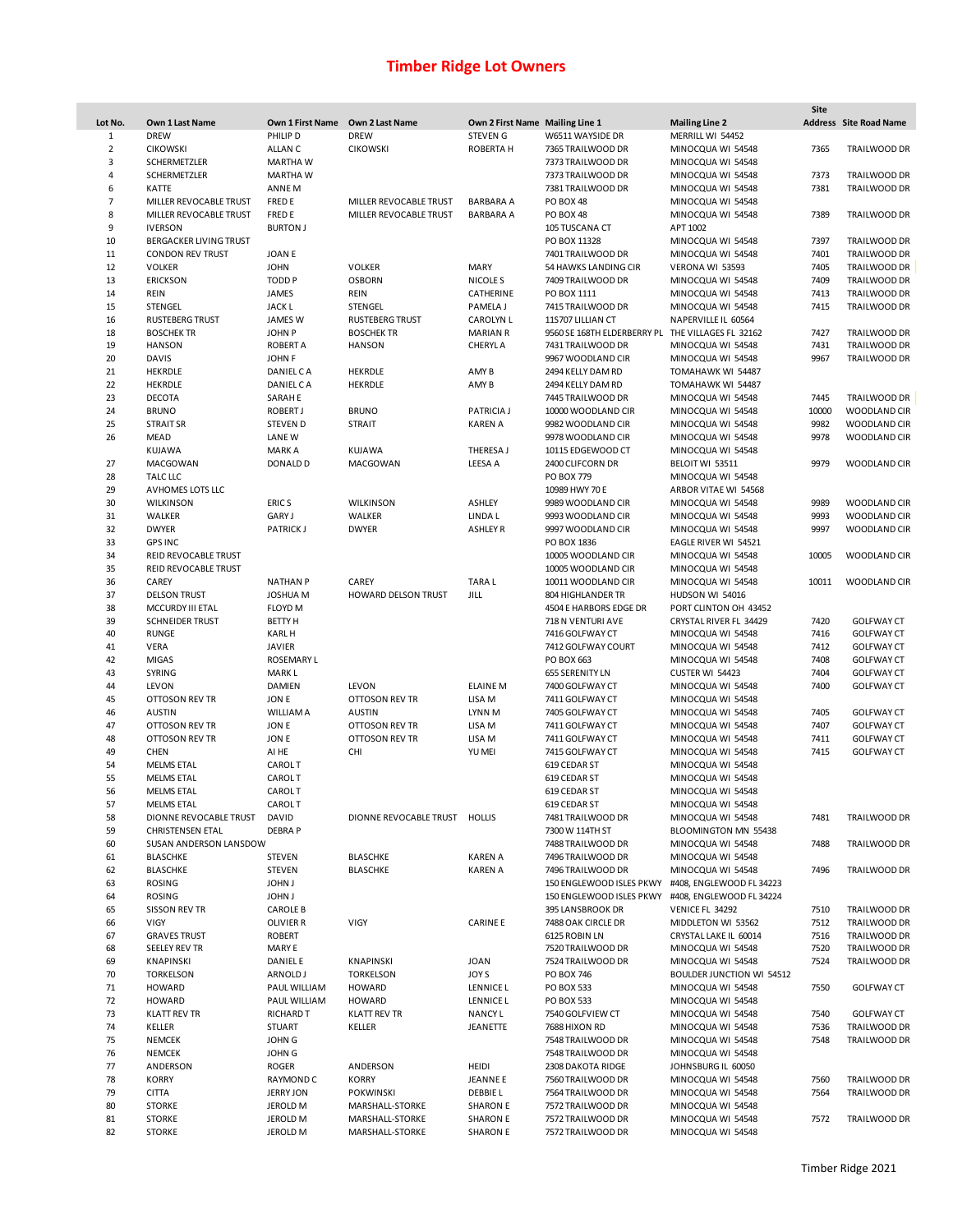# Timber Ridge Lot Owners

| Lot No. | Own 1 Last Name | Own 1 First Name | Own 2 Last Name | Own 2 First Name | Mailing Line 1 | Mailing Line 2 | Site Address | Site Road Name |
|---|---|---|---|---|---|---|---|---|
| 1 | DREW | PHILIP D | DREW | STEVEN G | W6511 WAYSIDE DR | MERRILL WI 54452 | | |
| 2 | CIKOWSKI | ALLAN C | CIKOWSKI | ROBERTA H | 7365 TRAILWOOD DR | MINOCQUA WI 54548 | 7365 | TRAILWOOD DR |
| 3 | SCHERMETZLER | MARTHA W | | | 7373 TRAILWOOD DR | MINOCQUA WI 54548 | | |
| 4 | SCHERMETZLER | MARTHA W | | | 7373 TRAILWOOD DR | MINOCQUA WI 54548 | 7373 | TRAILWOOD DR |
| 6 | KATTE | ANNE M | | | 7381 TRAILWOOD DR | MINOCQUA WI 54548 | 7381 | TRAILWOOD DR |
| 7 | MILLER REVOCABLE TRUST | FRED E | MILLER REVOCABLE TRUST | BARBARA A | PO BOX 48 | MINOCQUA WI 54548 | | |
| 8 | MILLER REVOCABLE TRUST | FRED E | MILLER REVOCABLE TRUST | BARBARA A | PO BOX 48 | MINOCQUA WI 54548 | 7389 | TRAILWOOD DR |
| 9 | IVERSON | BURTON J | | | 105 TUSCANA CT | APT 1002 | | |
| 10 | BERGACKER LIVING TRUST | | | | PO BOX 11328 | MINOCQUA WI 54548 | 7397 | TRAILWOOD DR |
| 11 | CONDON REV TRUST | JOAN E | | | 7401 TRAILWOOD DR | MINOCQUA WI 54548 | 7401 | TRAILWOOD DR |
| 12 | VOLKER | JOHN | VOLKER | MARY | 54 HAWKS LANDING CIR | VERONA WI 53593 | 7405 | TRAILWOOD DR |
| 13 | ERICKSON | TODD P | OSBORN | NICOLE S | 7409 TRAILWOOD DR | MINOCQUA WI 54548 | 7409 | TRAILWOOD DR |
| 14 | REIN | JAMES | REIN | CATHERINE | PO BOX 1111 | MINOCQUA WI 54548 | 7413 | TRAILWOOD DR |
| 15 | STENGEL | JACK L | STENGEL | PAMELA J | 7415 TRAILWOOD DR | MINOCQUA WI 54548 | 7415 | TRAILWOOD DR |
| 16 | RUSTEBERG TRUST | JAMES W | RUSTEBERG TRUST | CAROLYN L | 11S707 LILLIAN CT | NAPERVILLE IL 60564 | | |
| 18 | BOSCHEK TR | JOHN P | BOSCHEK TR | MARIAN R | 9560 SE 168TH ELDERBERRY PL | THE VILLAGES FL 32162 | 7427 | TRAILWOOD DR |
| 19 | HANSON | ROBERT A | HANSON | CHERYL A | 7431 TRAILWOOD DR | MINOCQUA WI 54548 | 7431 | TRAILWOOD DR |
| 20 | DAVIS | JOHN F | | | 9967 WOODLAND CIR | MINOCQUA WI 54548 | 9967 | TRAILWOOD DR |
| 21 | HEKRDLE | DANIEL C A | HEKRDLE | AMY B | 2494 KELLY DAM RD | TOMAHAWK WI 54487 | | |
| 22 | HEKRDLE | DANIEL C A | HEKRDLE | AMY B | 2494 KELLY DAM RD | TOMAHAWK WI 54487 | | |
| 23 | DECOTA | SARAH E | | | 7445 TRAILWOOD DR | MINOCQUA WI 54548 | 7445 | TRAILWOOD DR |
| 24 | BRUNO | ROBERT J | BRUNO | PATRICIA J | 10000 WOODLAND CIR | MINOCQUA WI 54548 | 10000 | WOODLAND CIR |
| 25 | STRAIT SR | STEVEN D | STRAIT | KAREN A | 9982 WOODLAND CIR | MINOCQUA WI 54548 | 9982 | WOODLAND CIR |
| 26 | MEAD | LANE W | | | 9978 WOODLAND CIR | MINOCQUA WI 54548 | 9978 | WOODLAND CIR |
| | KUJAWA | MARK A | KUJAWA | THERESA J | 10115 EDGEWOOD CT | MINOCQUA WI 54548 | | |
| 27 | MACGOWAN | DONALD D | MACGOWAN | LEESA A | 2400 CLIFCORN DR | BELOIT WI 53511 | 9979 | WOODLAND CIR |
| 28 | TALC LLC | | | | PO BOX 779 | MINOCQUA WI 54548 | | |
| 29 | AVHOMES LOTS LLC | | | | 10989 HWY 70 E | ARBOR VITAE WI 54568 | | |
| 30 | WILKINSON | ERIC S | WILKINSON | ASHLEY | 9989 WOODLAND CIR | MINOCQUA WI 54548 | 9989 | WOODLAND CIR |
| 31 | WALKER | GARY J | WALKER | LINDA L | 9993 WOODLAND CIR | MINOCQUA WI 54548 | 9993 | WOODLAND CIR |
| 32 | DWYER | PATRICK J | DWYER | ASHLEY R | 9997 WOODLAND CIR | MINOCQUA WI 54548 | 9997 | WOODLAND CIR |
| 33 | GPS INC | | | | PO BOX 1836 | EAGLE RIVER WI 54521 | | |
| 34 | REID REVOCABLE TRUST | | | | 10005 WOODLAND CIR | MINOCQUA WI 54548 | 10005 | WOODLAND CIR |
| 35 | REID REVOCABLE TRUST | | | | 10005 WOODLAND CIR | MINOCQUA WI 54548 | | |
| 36 | CAREY | NATHAN P | CAREY | TARA L | 10011 WOODLAND CIR | MINOCQUA WI 54548 | 10011 | WOODLAND CIR |
| 37 | DELSON TRUST | JOSHUA M | HOWARD DELSON TRUST | JILL | 804 HIGHLANDER TR | HUDSON WI 54016 | | |
| 38 | MCCURDY III ETAL | FLOYD M | | | 4504 E HARBORS EDGE DR | PORT CLINTON OH 43452 | | |
| 39 | SCHNEIDER TRUST | BETTY H | | | 718 N VENTURI AVE | CRYSTAL RIVER FL 34429 | 7420 | GOLFWAY CT |
| 40 | RUNGE | KARL H | | | 7416 GOLFWAY CT | MINOCQUA WI 54548 | 7416 | GOLFWAY CT |
| 41 | VERA | JAVIER | | | 7412 GOLFWAY COURT | MINOCQUA WI 54548 | 7412 | GOLFWAY CT |
| 42 | MIGAS | ROSEMARY L | | | PO BOX 663 | MINOCQUA WI 54548 | 7408 | GOLFWAY CT |
| 43 | SYRING | MARK L | | | 655 SERENITY LN | CUSTER WI 54423 | 7404 | GOLFWAY CT |
| 44 | LEVON | DAMIEN | LEVON | ELAINE M | 7400 GOLFWAY CT | MINOCQUA WI 54548 | 7400 | GOLFWAY CT |
| 45 | OTTOSON REV TR | JON E | OTTOSON REV TR | LISA M | 7411 GOLFWAY CT | MINOCQUA WI 54548 | | |
| 46 | AUSTIN | WILLIAM A | AUSTIN | LYNN M | 7405 GOLFWAY CT | MINOCQUA WI 54548 | 7405 | GOLFWAY CT |
| 47 | OTTOSON REV TR | JON E | OTTOSON REV TR | LISA M | 7411 GOLFWAY CT | MINOCQUA WI 54548 | 7407 | GOLFWAY CT |
| 48 | OTTOSON REV TR | JON E | OTTOSON REV TR | LISA M | 7411 GOLFWAY CT | MINOCQUA WI 54548 | 7411 | GOLFWAY CT |
| 49 | CHEN | AI HE | CHI | YU MEI | 7415 GOLFWAY CT | MINOCQUA WI 54548 | 7415 | GOLFWAY CT |
| 54 | MELMS ETAL | CAROL T | | | 619 CEDAR ST | MINOCQUA WI 54548 | | |
| 55 | MELMS ETAL | CAROL T | | | 619 CEDAR ST | MINOCQUA WI 54548 | | |
| 56 | MELMS ETAL | CAROL T | | | 619 CEDAR ST | MINOCQUA WI 54548 | | |
| 57 | MELMS ETAL | CAROL T | | | 619 CEDAR ST | MINOCQUA WI 54548 | | |
| 58 | DIONNE REVOCABLE TRUST | DAVID | DIONNE REVOCABLE TRUST | HOLLIS | 7481 TRAILWOOD DR | MINOCQUA WI 54548 | 7481 | TRAILWOOD DR |
| 59 | CHRISTENSEN ETAL | DEBRA P | | | 7300 W 114TH ST | BLOOMINGTON MN 55438 | | |
| 60 | SUSAN ANDERSON LANSDOW | | | | 7488 TRAILWOOD DR | MINOCQUA WI 54548 | 7488 | TRAILWOOD DR |
| 61 | BLASCHKE | STEVEN | BLASCHKE | KAREN A | 7496 TRAILWOOD DR | MINOCQUA WI 54548 | | |
| 62 | BLASCHKE | STEVEN | BLASCHKE | KAREN A | 7496 TRAILWOOD DR | MINOCQUA WI 54548 | 7496 | TRAILWOOD DR |
| 63 | ROSING | JOHN J | | | 150 ENGLEWOOD ISLES PKWY | #408, ENGLEWOOD FL 34223 | | |
| 64 | ROSING | JOHN J | | | 150 ENGLEWOOD ISLES PKWY | #408, ENGLEWOOD FL 34224 | | |
| 65 | SISSON REV TR | CAROLE B | | | 395 LANSBROOK DR | VENICE FL 34292 | 7510 | TRAILWOOD DR |
| 66 | VIGY | OLIVIER R | VIGY | CARINE E | 7488 OAK CIRCLE DR | MIDDLETON WI 53562 | 7512 | TRAILWOOD DR |
| 67 | GRAVES TRUST | ROBERT | | | 6125 ROBIN LN | CRYSTAL LAKE IL 60014 | 7516 | TRAILWOOD DR |
| 68 | SEELEY REV TR | MARY E | | | 7520 TRAILWOOD DR | MINOCQUA WI 54548 | 7520 | TRAILWOOD DR |
| 69 | KNAPINSKI | DANIEL E | KNAPINSKI | JOAN | 7524 TRAILWOOD DR | MINOCQUA WI 54548 | 7524 | TRAILWOOD DR |
| 70 | TORKELSON | ARNOLD J | TORKELSON | JOY S | PO BOX 746 | BOULDER JUNCTION WI 54512 | | |
| 71 | HOWARD | PAUL WILLIAM | HOWARD | LENNICE L | PO BOX 533 | MINOCQUA WI 54548 | 7550 | GOLFWAY CT |
| 72 | HOWARD | PAUL WILLIAM | HOWARD | LENNICE L | PO BOX 533 | MINOCQUA WI 54548 | | |
| 73 | KLATT REV TR | RICHARD T | KLATT REV TR | NANCY L | 7540 GOLFVIEW CT | MINOCQUA WI 54548 | 7540 | GOLFWAY CT |
| 74 | KELLER | STUART | KELLER | JEANETTE | 7688 HIXON RD | MINOCQUA WI 54548 | 7536 | TRAILWOOD DR |
| 75 | NEMCEK | JOHN G | | | 7548 TRAILWOOD DR | MINOCQUA WI 54548 | 7548 | TRAILWOOD DR |
| 76 | NEMCEK | JOHN G | | | 7548 TRAILWOOD DR | MINOCQUA WI 54548 | | |
| 77 | ANDERSON | ROGER | ANDERSON | HEIDI | 2308 DAKOTA RIDGE | JOHNSBURG IL 60050 | | |
| 78 | KORRY | RAYMOND C | KORRY | JEANNE E | 7560 TRAILWOOD DR | MINOCQUA WI 54548 | 7560 | TRAILWOOD DR |
| 79 | CITTA | JERRY JON | POKWINSKI | DEBBIE L | 7564 TRAILWOOD DR | MINOCQUA WI 54548 | 7564 | TRAILWOOD DR |
| 80 | STORKE | JEROLD M | MARSHALL-STORKE | SHARON E | 7572 TRAILWOOD DR | MINOCQUA WI 54548 | | |
| 81 | STORKE | JEROLD M | MARSHALL-STORKE | SHARON E | 7572 TRAILWOOD DR | MINOCQUA WI 54548 | 7572 | TRAILWOOD DR |
| 82 | STORKE | JEROLD M | MARSHALL-STORKE | SHARON E | 7572 TRAILWOOD DR | MINOCQUA WI 54548 | | |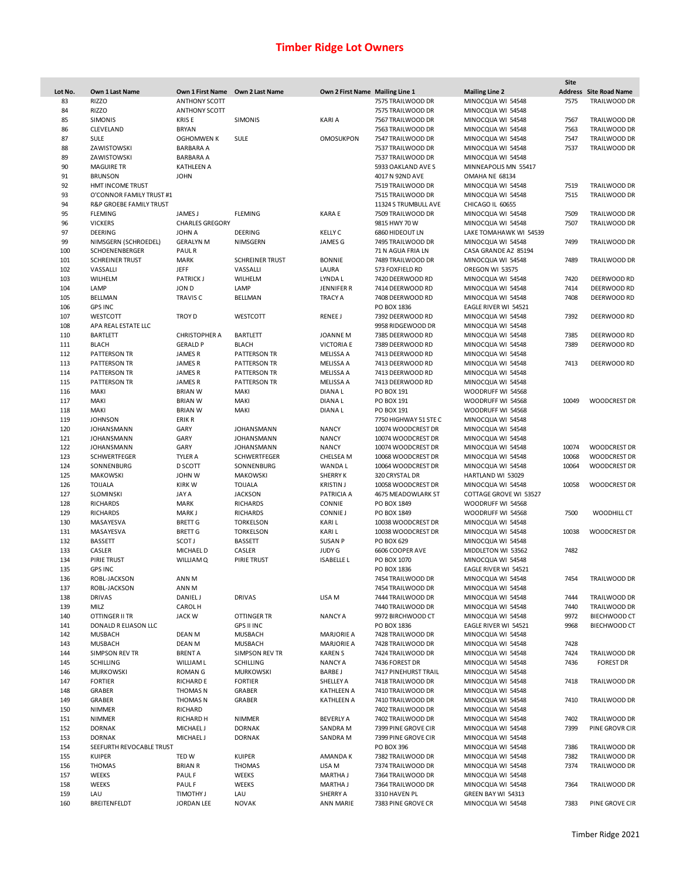# Timber Ridge Lot Owners

| Lot No. | Own 1 Last Name | Own 1 First Name | Own 2 Last Name | Own 2 First Name | Mailing Line 1 | Mailing Line 2 | Site Address | Site Road Name |
|---|---|---|---|---|---|---|---|---|
| 83 | RIZZO | ANTHONY SCOTT | | | 7575 TRAILWOOD DR | MINOCQUA WI 54548 | 7575 | TRAILWOOD DR |
| 84 | RIZZO | ANTHONY SCOTT | | | 7575 TRAILWOOD DR | MINOCQUA WI 54548 | | |
| 85 | SIMONIS | KRIS E | SIMONIS | KARI A | 7567 TRAILWOOD DR | MINOCQUA WI 54548 | 7567 | TRAILWOOD DR |
| 86 | CLEVELAND | BRYAN | | | 7563 TRAILWOOD DR | MINOCQUA WI 54548 | 7563 | TRAILWOOD DR |
| 87 | SULE | OGHOMWEN K | SULE | OMOSUKPON | 7547 TRAILWOOD DR | MINOCQUA WI 54548 | 7547 | TRAILWOOD DR |
| 88 | ZAWISTOWSKI | BARBARA A | | | 7537 TRAILWOOD DR | MINOCQUA WI 54548 | 7537 | TRAILWOOD DR |
| 89 | ZAWISTOWSKI | BARBARA A | | | 7537 TRAILWOOD DR | MINOCQUA WI 54548 | | |
| 90 | MAGUIRE TR | KATHLEEN A | | | 5933 OAKLAND AVE S | MINNEAPOLIS MN 55417 | | |
| 91 | BRUNSON | JOHN | | | 4017 N 92ND AVE | OMAHA NE 68134 | | |
| 92 | HMT INCOME TRUST | | | | 7519 TRAILWOOD DR | MINOCQUA WI 54548 | 7519 | TRAILWOOD DR |
| 93 | O'CONNOR FAMILY TRUST #1 | | | | 7515 TRAILWOOD DR | MINOCQUA WI 54548 | 7515 | TRAILWOOD DR |
| 94 | R&P GROEBE FAMILY TRUST | | | | 11324 S TRUMBULL AVE | CHICAGO IL 60655 | | |
| 95 | FLEMING | JAMES J | FLEMING | KARA E | 7509 TRAILWOOD DR | MINOCQUA WI 54548 | 7509 | TRAILWOOD DR |
| 96 | VICKERS | CHARLES GREGORY | | | 9815 HWY 70 W | MINOCQUA WI 54548 | 7507 | TRAILWOOD DR |
| 97 | DEERING | JOHN A | DEERING | KELLY C | 6860 HIDEOUT LN | LAKE TOMAHAWK WI 54539 | | |
| 99 | NIMSGERN (SCHROEDEL) | GERALYN M | NIMSGERN | JAMES G | 7495 TRAILWOOD DR | MINOCQUA WI 54548 | 7499 | TRAILWOOD DR |
| 100 | SCHOENENBERGER | PAUL R | | | 71 N AGUA FRIA LN | CASA GRANDE AZ 85194 | | |
| 101 | SCHREINER TRUST | MARK | SCHREINER TRUST | BONNIE | 7489 TRAILWOOD DR | MINOCQUA WI 54548 | 7489 | TRAILWOOD DR |
| 102 | VASSALLI | JEFF | VASSALLI | LAURA | 573 FOXFIELD RD | OREGON WI 53575 | | |
| 103 | WILHELM | PATRICK J | WILHELM | LYNDA L | 7420 DEERWOOD RD | MINOCQUA WI 54548 | 7420 | DEERWOOD RD |
| 104 | LAMP | JON D | LAMP | JENNIFER R | 7414 DEERWOOD RD | MINOCQUA WI 54548 | 7414 | DEERWOOD RD |
| 105 | BELLMAN | TRAVIS C | BELLMAN | TRACY A | 7408 DEERWOOD RD | MINOCQUA WI 54548 | 7408 | DEERWOOD RD |
| 106 | GPS INC | | | | PO BOX 1836 | EAGLE RIVER WI 54521 | | |
| 107 | WESTCOTT | TROY D | WESTCOTT | RENEE J | 7392 DEERWOOD RD | MINOCQUA WI 54548 | 7392 | DEERWOOD RD |
| 108 | APA REAL ESTATE LLC | | | | 9958 RIDGEWOOD DR | MINOCQUA WI 54548 | | |
| 110 | BARTLETT | CHRISTOPHER A | BARTLETT | JOANNE M | 7385 DEERWOOD RD | MINOCQUA WI 54548 | 7385 | DEERWOOD RD |
| 111 | BLACH | GERALD P | BLACH | VICTORIA E | 7389 DEERWOOD RD | MINOCQUA WI 54548 | 7389 | DEERWOOD RD |
| 112 | PATTERSON TR | JAMES R | PATTERSON TR | MELISSA A | 7413 DEERWOOD RD | MINOCQUA WI 54548 | | |
| 113 | PATTERSON TR | JAMES R | PATTERSON TR | MELISSA A | 7413 DEERWOOD RD | MINOCQUA WI 54548 | 7413 | DEERWOOD RD |
| 114 | PATTERSON TR | JAMES R | PATTERSON TR | MELISSA A | 7413 DEERWOOD RD | MINOCQUA WI 54548 | | |
| 115 | PATTERSON TR | JAMES R | PATTERSON TR | MELISSA A | 7413 DEERWOOD RD | MINOCQUA WI 54548 | | |
| 116 | MAKI | BRIAN W | MAKI | DIANA L | PO BOX 191 | WOODRUFF WI 54568 | | |
| 117 | MAKI | BRIAN W | MAKI | DIANA L | PO BOX 191 | WOODRUFF WI 54568 | 10049 | WOODCREST DR |
| 118 | MAKI | BRIAN W | MAKI | DIANA L | PO BOX 191 | WOODRUFF WI 54568 | | |
| 119 | JOHNSON | ERIK R | | | 7750 HIGHWAY 51 STE C | MINOCQUA WI 54548 | | |
| 120 | JOHANSMANN | GARY | JOHANSMANN | NANCY | 10074 WOODCREST DR | MINOCQUA WI 54548 | | |
| 121 | JOHANSMANN | GARY | JOHANSMANN | NANCY | 10074 WOODCREST DR | MINOCQUA WI 54548 | | |
| 122 | JOHANSMANN | GARY | JOHANSMANN | NANCY | 10074 WOODCREST DR | MINOCQUA WI 54548 | 10074 | WOODCREST DR |
| 123 | SCHWERTFEGER | TYLER A | SCHWERTFEGER | CHELSEA M | 10068 WOODCREST DR | MINOCQUA WI 54548 | 10068 | WOODCREST DR |
| 124 | SONNENBURG | D SCOTT | SONNENBURG | WANDA L | 10064 WOODCREST DR | MINOCQUA WI 54548 | 10064 | WOODCREST DR |
| 125 | MAKOWSKI | JOHN W | MAKOWSKI | SHERRY K | 320 CRYSTAL DR | HARTLAND WI 53029 | | |
| 126 | TOIJALA | KIRK W | TOIJALA | KRISTIN J | 10058 WOODCREST DR | MINOCQUA WI 54548 | 10058 | WOODCREST DR |
| 127 | SLOMINSKI | JAY A | JACKSON | PATRICIA A | 4675 MEADOWLARK ST | COTTAGE GROVE WI 53527 | | |
| 128 | RICHARDS | MARK | RICHARDS | CONNIE | PO BOX 1849 | WOODRUFF WI 54568 | | |
| 129 | RICHARDS | MARK J | RICHARDS | CONNIE J | PO BOX 1849 | WOODRUFF WI 54568 | 7500 | WOODHILL CT |
| 130 | MASAYESVA | BRETT G | TORKELSON | KARI L | 10038 WOODCREST DR | MINOCQUA WI 54548 | | |
| 131 | MASAYESVA | BRETT G | TORKELSON | KARI L | 10038 WOODCREST DR | MINOCQUA WI 54548 | 10038 | WOODCREST DR |
| 132 | BASSETT | SCOT J | BASSETT | SUSAN P | PO BOX 629 | MINOCQUA WI 54548 | | |
| 133 | CASLER | MICHAEL D | CASLER | JUDY G | 6606 COOPER AVE | MIDDLETON WI 53562 | 7482 | |
| 134 | PIRIE TRUST | WILLIAM Q | PIRIE TRUST | ISABELLE L | PO BOX 1070 | MINOCQUA WI 54548 | | |
| 135 | GPS INC | | | | PO BOX 1836 | EAGLE RIVER WI 54521 | | |
| 136 | ROBL-JACKSON | ANN M | | | 7454 TRAILWOOD DR | MINOCQUA WI 54548 | 7454 | TRAILWOOD DR |
| 137 | ROBL-JACKSON | ANN M | | | 7454 TRAILWOOD DR | MINOCQUA WI 54548 | | |
| 138 | DRIVAS | DANIEL J | DRIVAS | LISA M | 7444 TRAILWOOD DR | MINOCQUA WI 54548 | 7444 | TRAILWOOD DR |
| 139 | MILZ | CAROL H | | | 7440 TRAILWOOD DR | MINOCQUA WI 54548 | 7440 | TRAILWOOD DR |
| 140 | OTTINGER II TR | JACK W | OTTINGER TR | NANCY A | 9972 BIRCHWOOD CT | MINOCQUA WI 54548 | 9972 | BIECHWOOD CT |
| 141 | DONALD R ELIASON LLC | | GPS II INC | | PO BOX 1836 | EAGLE RIVER WI 54521 | 9968 | BIECHWOOD CT |
| 142 | MUSBACH | DEAN M | MUSBACH | MARJORIE A | 7428 TRAILWOOD DR | MINOCQUA WI 54548 | | |
| 143 | MUSBACH | DEAN M | MUSBACH | MARJORIE A | 7428 TRAILWOOD DR | MINOCQUA WI 54548 | 7428 | |
| 144 | SIMPSON REV TR | BRENT A | SIMPSON REV TR | KAREN S | 7424 TRAILWOOD DR | MINOCQUA WI 54548 | 7424 | TRAILWOOD DR |
| 145 | SCHILLING | WILLIAM L | SCHILLING | NANCY A | 7436 FOREST DR | MINOCQUA WI 54548 | 7436 | FOREST DR |
| 146 | MURKOWSKI | ROMAN G | MURKOWSKI | BARBE J | 7417 PINEHURST TRAIL | MINOCQUA WI 54548 | | |
| 147 | FORTIER | RICHARD E | FORTIER | SHELLEY A | 7418 TRAILWOOD DR | MINOCQUA WI 54548 | 7418 | TRAILWOOD DR |
| 148 | GRABER | THOMAS N | GRABER | KATHLEEN A | 7410 TRAILWOOD DR | MINOCQUA WI 54548 | | |
| 149 | GRABER | THOMAS N | GRABER | KATHLEEN A | 7410 TRAILWOOD DR | MINOCQUA WI 54548 | 7410 | TRAILWOOD DR |
| 150 | NIMMER | RICHARD | | | 7402 TRAILWOOD DR | MINOCQUA WI 54548 | | |
| 151 | NIMMER | RICHARD H | NIMMER | BEVERLY A | 7402 TRAILWOOD DR | MINOCQUA WI 54548 | 7402 | TRAILWOOD DR |
| 152 | DORNAK | MICHAEL J | DORNAK | SANDRA M | 7399 PINE GROVE CIR | MINOCQUA WI 54548 | 7399 | PINE GROVR CIR |
| 153 | DORNAK | MICHAEL J | DORNAK | SANDRA M | 7399 PINE GROVE CIR | MINOCQUA WI 54548 | | |
| 154 | SEEFURTH REVOCABLE TRUST | | | | PO BOX 396 | MINOCQUA WI 54548 | 7386 | TRAILWOOD DR |
| 155 | KUIPER | TED W | KUIPER | AMANDA K | 7382 TRAILWOOD DR | MINOCQUA WI 54548 | 7382 | TRAILWOOD DR |
| 156 | THOMAS | BRIAN R | THOMAS | LISA M | 7374 TRAILWOOD DR | MINOCQUA WI 54548 | 7374 | TRAILWOOD DR |
| 157 | WEEKS | PAUL F | WEEKS | MARTHA J | 7364 TRAILWOOD DR | MINOCQUA WI 54548 | | |
| 158 | WEEKS | PAUL F | WEEKS | MARTHA J | 7364 TRAILWOOD DR | MINOCQUA WI 54548 | 7364 | TRAILWOOD DR |
| 159 | LAU | TIMOTHY J | LAU | SHERRY A | 3310 HAVEN PL | GREEN BAY WI 54313 | | |
| 160 | BREITENFELDT | JORDAN LEE | NOVAK | ANN MARIE | 7383 PINE GROVE CR | MINOCQUA WI 54548 | 7383 | PINE GROVE CIR |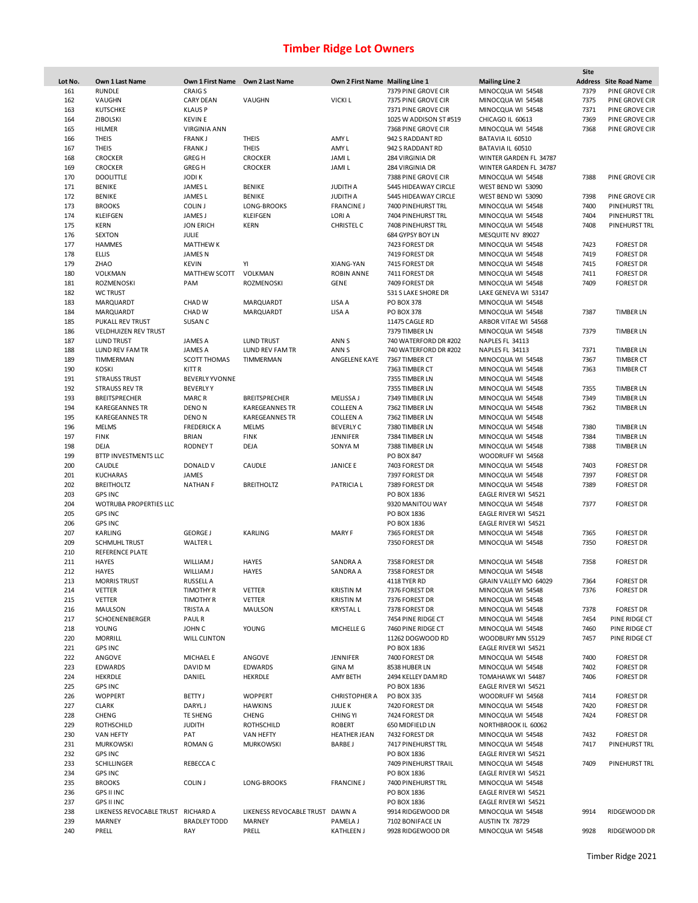# Timber Ridge Lot Owners

| Lot No. | Own 1 Last Name | Own 1 First Name | Own 2 Last Name | Own 2 First Name | Mailing Line 1 | Mailing Line 2 | Site Address | Site Road Name |
|---|---|---|---|---|---|---|---|---|
| 161 | RUNDLE | CRAIG S | | | 7379 PINE GROVE CIR | MINOCQUA WI 54548 | 7379 | PINE GROVE CIR |
| 162 | VAUGHN | CARY DEAN | VAUGHN | VICKI L | 7375 PINE GROVE CIR | MINOCQUA WI 54548 | 7375 | PINE GROVE CIR |
| 163 | KUTSCHKE | KLAUS P | | | 7371 PINE GROVE CIR | MINOCQUA WI 54548 | 7371 | PINE GROVE CIR |
| 164 | ZIBOLSKI | KEVIN E | | | 1025 W ADDISON ST #519 | CHICAGO IL 60613 | 7369 | PINE GROVE CIR |
| 165 | HILMER | VIRGINIA ANN | | | 7368 PINE GROVE CIR | MINOCQUA WI 54548 | 7368 | PINE GROVE CIR |
| 166 | THEIS | FRANK J | THEIS | AMY L | 942 S RADDANT RD | BATAVIA IL 60510 | | |
| 167 | THEIS | FRANK J | THEIS | AMY L | 942 S RADDANT RD | BATAVIA IL 60510 | | |
| 168 | CROCKER | GREG H | CROCKER | JAMI L | 284 VIRGINIA DR | WINTER GARDEN FL 34787 | | |
| 169 | CROCKER | GREG H | CROCKER | JAMI L | 284 VIRGINIA DR | WINTER GARDEN FL 34787 | | |
| 170 | DOOLITTLE | JODI K | | | 7388 PINE GROVE CIR | MINOCQUA WI 54548 | 7388 | PINE GROVE CIR |
| 171 | BENIKE | JAMES L | BENIKE | JUDITH A | 5445 HIDEAWAY CIRCLE | WEST BEND WI 53090 | | |
| 172 | BENIKE | JAMES L | BENIKE | JUDITH A | 5445 HIDEAWAY CIRCLE | WEST BEND WI 53090 | 7398 | PINE GROVE CIR |
| 173 | BROOKS | COLIN J | LONG-BROOKS | FRANCINE J | 7400 PINEHURST TRL | MINOCQUA WI 54548 | 7400 | PINEHURST TRL |
| 174 | KLEIFGEN | JAMES J | KLEIFGEN | LORI A | 7404 PINEHURST TRL | MINOCQUA WI 54548 | 7404 | PINEHURST TRL |
| 175 | KERN | JON ERICH | KERN | CHRISTEL C | 7408 PINEHURST TRL | MINOCQUA WI 54548 | 7408 | PINEHURST TRL |
| 176 | SEXTON | JULIE | | | 684 GYPSY BOY LN | MESQUITE NV 89027 | | |
| 177 | HAMMES | MATTHEW K | | | 7423 FOREST DR | MINOCQUA WI 54548 | 7423 | FOREST DR |
| 178 | ELLIS | JAMES N | | | 7419 FOREST DR | MINOCQUA WI 54548 | 7419 | FOREST DR |
| 179 | ZHAO | KEVIN | YI | XIANG-YAN | 7415 FOREST DR | MINOCQUA WI 54548 | 7415 | FOREST DR |
| 180 | VOLKMAN | MATTHEW SCOTT | VOLKMAN | ROBIN ANNE | 7411 FOREST DR | MINOCQUA WI 54548 | 7411 | FOREST DR |
| 181 | ROZMENOSKI | PAM | ROZMENOSKI | GENE | 7409 FOREST DR | MINOCQUA WI 54548 | 7409 | FOREST DR |
| 182 | WC TRUST | | | | 531 S LAKE SHORE DR | LAKE GENEVA WI 53147 | | |
| 183 | MARQUARDT | CHAD W | MARQUARDT | LISA A | PO BOX 378 | MINOCQUA WI 54548 | | |
| 184 | MARQUARDT | CHAD W | MARQUARDT | LISA A | PO BOX 378 | MINOCQUA WI 54548 | 7387 | TIMBER LN |
| 185 | PUKALL REV TRUST | SUSAN C | | | 11475 CAGLE RD | ARBOR VITAE WI 54568 | | |
| 186 | VELDHUIZEN REV TRUST | | | | 7379 TIMBER LN | MINOCQUA WI 54548 | 7379 | TIMBER LN |
| 187 | LUND TRUST | JAMES A | LUND TRUST | ANN S | 740 WATERFORD DR #202 | NAPLES FL 34113 | | |
| 188 | LUND REV FAM TR | JAMES A | LUND REV FAM TR | ANN S | 740 WATERFORD DR #202 | NAPLES FL 34113 | 7371 | TIMBER LN |
| 189 | TIMMERMAN | SCOTT THOMAS | TIMMERMAN | ANGELENE KAYE | 7367 TIMBER CT | MINOCQUA WI 54548 | 7367 | TIMBER CT |
| 190 | KOSKI | KITT R | | | 7363 TIMBER CT | MINOCQUA WI 54548 | 7363 | TIMBER CT |
| 191 | STRAUSS TRUST | BEVERLY YVONNE | | | 7355 TIMBER LN | MINOCQUA WI 54548 | | |
| 192 | STRAUSS REV TR | BEVERLY Y | | | 7355 TIMBER LN | MINOCQUA WI 54548 | 7355 | TIMBER LN |
| 193 | BREITSPRECHER | MARC R | BREITSPRECHER | MELISSA J | 7349 TIMBER LN | MINOCQUA WI 54548 | 7349 | TIMBER LN |
| 194 | KAREGEANNES TR | DENO N | KAREGEANNES TR | COLLEEN A | 7362 TIMBER LN | MINOCQUA WI 54548 | 7362 | TIMBER LN |
| 195 | KAREGEANNES TR | DENO N | KAREGEANNES TR | COLLEEN A | 7362 TIMBER LN | MINOCQUA WI 54548 | | |
| 196 | MELMS | FREDERICK A | MELMS | BEVERLY C | 7380 TIMBER LN | MINOCQUA WI 54548 | 7380 | TIMBER LN |
| 197 | FINK | BRIAN | FINK | JENNIFER | 7384 TIMBER LN | MINOCQUA WI 54548 | 7384 | TIMBER LN |
| 198 | DEJA | RODNEY T | DEJA | SONYA M | 7388 TIMBER LN | MINOCQUA WI 54548 | 7388 | TIMBER LN |
| 199 | BTTP INVESTMENTS LLC | | | | PO BOX 847 | WOODRUFF WI 54568 | | |
| 200 | CAUDLE | DONALD V | CAUDLE | JANICE E | 7403 FOREST DR | MINOCQUA WI 54548 | 7403 | FOREST DR |
| 201 | KUCHARAS | JAMES | | | 7397 FOREST DR | MINOCQUA WI 54548 | 7397 | FOREST DR |
| 202 | BREITHOLTZ | NATHAN F | BREITHOLTZ | PATRICIA L | 7389 FOREST DR | MINOCQUA WI 54548 | 7389 | FOREST DR |
| 203 | GPS INC | | | | PO BOX 1836 | EAGLE RIVER WI 54521 | | |
| 204 | WOTRUBA PROPERTIES LLC | | | | 9320 MANITOU WAY | MINOCQUA WI 54548 | 7377 | FOREST DR |
| 205 | GPS INC | | | | PO BOX 1836 | EAGLE RIVER WI 54521 | | |
| 206 | GPS INC | | | | PO BOX 1836 | EAGLE RIVER WI 54521 | | |
| 207 | KARLING | GEORGE J | KARLING | MARY F | 7365 FOREST DR | MINOCQUA WI 54548 | 7365 | FOREST DR |
| 209 | SCHMUHL TRUST | WALTER L | | | 7350 FOREST DR | MINOCQUA WI 54548 | 7350 | FOREST DR |
| 210 | REFERENCE PLATE | | | | | | | |
| 211 | HAYES | WILLIAM J | HAYES | SANDRA A | 7358 FOREST DR | MINOCQUA WI 54548 | 7358 | FOREST DR |
| 212 | HAYES | WILLIAM J | HAYES | SANDRA A | 7358 FOREST DR | MINOCQUA WI 54548 | | |
| 213 | MORRIS TRUST | RUSSELL A | | | 4118 TYER RD | GRAIN VALLEY MO 64029 | 7364 | FOREST DR |
| 214 | VETTER | TIMOTHY R | VETTER | KRISTIN M | 7376 FOREST DR | MINOCQUA WI 54548 | 7376 | FOREST DR |
| 215 | VETTER | TIMOTHY R | VETTER | KRISTIN M | 7376 FOREST DR | MINOCQUA WI 54548 | | |
| 216 | MAULSON | TRISTA A | MAULSON | KRYSTAL L | 7378 FOREST DR | MINOCQUA WI 54548 | 7378 | FOREST DR |
| 217 | SCHOENENBERGER | PAUL R | | | 7454 PINE RIDGE CT | MINOCQUA WI 54548 | 7454 | PINE RIDGE CT |
| 218 | YOUNG | JOHN C | YOUNG | MICHELLE G | 7460 PINE RIDGE CT | MINOCQUA WI 54548 | 7460 | PINE RIDGE CT |
| 220 | MORRILL | WILL CLINTON | | | 11262 DOGWOOD RD | WOODBURY MN 55129 | 7457 | PINE RIDGE CT |
| 221 | GPS INC | | | | PO BOX 1836 | EAGLE RIVER WI 54521 | | |
| 222 | ANGOVE | MICHAEL E | ANGOVE | JENNIFER | 7400 FOREST DR | MINOCQUA WI 54548 | 7400 | FOREST DR |
| 223 | EDWARDS | DAVID M | EDWARDS | GINA M | 8538 HUBER LN | MINOCQUA WI 54548 | 7402 | FOREST DR |
| 224 | HEKRDLE | DANIEL | HEKRDLE | AMY BETH | 2494 KELLEY DAM RD | TOMAHAWK WI 54487 | 7406 | FOREST DR |
| 225 | GPS INC | | | | PO BOX 1836 | EAGLE RIVER WI 54521 | | |
| 226 | WOPPERT | BETTY J | WOPPERT | CHRISTOPHER A | PO BOX 335 | WOODRUFF WI 54568 | 7414 | FOREST DR |
| 227 | CLARK | DARYL J | HAWKINS | JULIE K | 7420 FOREST DR | MINOCQUA WI 54548 | 7420 | FOREST DR |
| 228 | CHENG | TE SHENG | CHENG | CHING YI | 7424 FOREST DR | MINOCQUA WI 54548 | 7424 | FOREST DR |
| 229 | ROTHSCHILD | JUDITH | ROTHSCHILD | ROBERT | 650 MIDFIELD LN | NORTHBROOK IL 60062 | | |
| 230 | VAN HEFTY | PAT | VAN HEFTY | HEATHER JEAN | 7432 FOREST DR | MINOCQUA WI 54548 | 7432 | FOREST DR |
| 231 | MURKOWSKI | ROMAN G | MURKOWSKI | BARBE J | 7417 PINEHURST TRL | MINOCQUA WI 54548 | 7417 | PINEHURST TRL |
| 232 | GPS INC | | | | PO BOX 1836 | EAGLE RIVER WI 54521 | | |
| 233 | SCHILLINGER | REBECCA C | | | 7409 PINEHURST TRAIL | MINOCQUA WI 54548 | 7409 | PINEHURST TRL |
| 234 | GPS INC | | | | PO BOX 1836 | EAGLE RIVER WI 54521 | | |
| 235 | BROOKS | COLIN J | LONG-BROOKS | FRANCINE J | 7400 PINEHURST TRL | MINOCQUA WI 54548 | | |
| 236 | GPS II INC | | | | PO BOX 1836 | EAGLE RIVER WI 54521 | | |
| 237 | GPS II INC | | | | PO BOX 1836 | EAGLE RIVER WI 54521 | | |
| 238 | LIKENESS REVOCABLE TRUST | RICHARD A | LIKENESS REVOCABLE TRUST | DAWN A | 9914 RIDGEWOOD DR | MINOCQUA WI 54548 | 9914 | RIDGEWOOD DR |
| 239 | MARNEY | BRADLEY TODD | MARNEY | PAMELA J | 7102 BONIFACE LN | AUSTIN TX 78729 | | |
| 240 | PRELL | RAY | PRELL | KATHLEEN J | 9928 RIDGEWOOD DR | MINOCQUA WI 54548 | 9928 | RIDGEWOOD DR |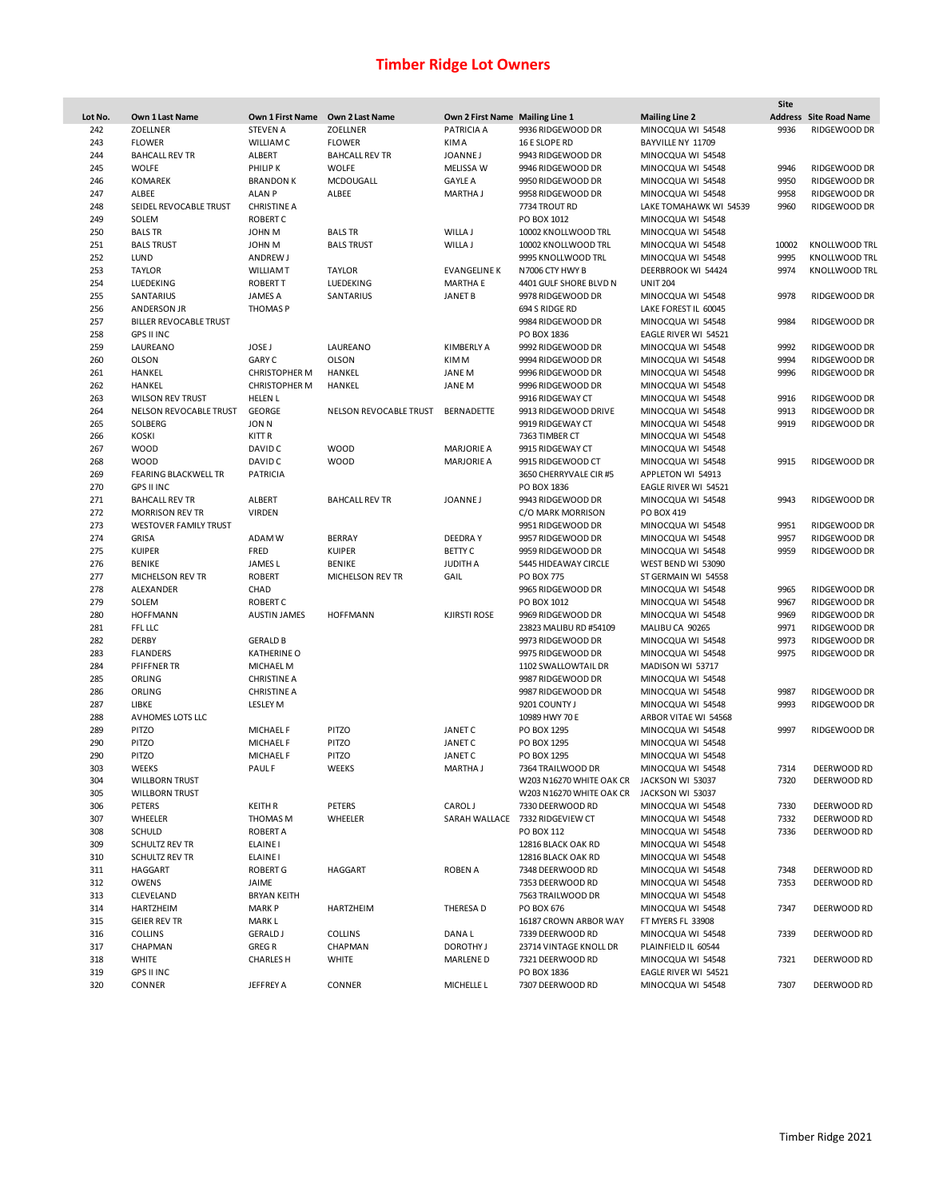# Timber Ridge Lot Owners

| Lot No. | Own 1 Last Name | Own 1 First Name | Own 2 Last Name | Own 2 First Name | Mailing Line 1 | Mailing Line 2 | Site Address | Site Road Name |
|---|---|---|---|---|---|---|---|---|
| 242 | ZOELLNER | STEVEN A | ZOELLNER | PATRICIA A | 9936 RIDGEWOOD DR | MINOCQUA WI 54548 | 9936 | RIDGEWOOD DR |
| 243 | FLOWER | WILLIAM C | FLOWER | KIM A | 16 E SLOPE RD | BAYVILLE NY 11709 | | |
| 244 | BAHCALL REV TR | ALBERT | BAHCALL REV TR | JOANNE J | 9943 RIDGEWOOD DR | MINOCQUA WI 54548 | | |
| 245 | WOLFE | PHILIP K | WOLFE | MELISSA W | 9946 RIDGEWOOD DR | MINOCQUA WI 54548 | 9946 | RIDGEWOOD DR |
| 246 | KOMAREK | BRANDON K | MCDOUGALL | GAYLE A | 9950 RIDGEWOOD DR | MINOCQUA WI 54548 | 9950 | RIDGEWOOD DR |
| 247 | ALBEE | ALAN P | ALBEE | MARTHA J | 9958 RIDGEWOOD DR | MINOCQUA WI 54548 | 9958 | RIDGEWOOD DR |
| 248 | SEIDEL REVOCABLE TRUST | CHRISTINE A | | | 7734 TROUT RD | LAKE TOMAHAWK WI 54539 | 9960 | RIDGEWOOD DR |
| 249 | SOLEM | ROBERT C | | | PO BOX 1012 | MINOCQUA WI 54548 | | |
| 250 | BALS TR | JOHN M | BALS TR | WILLA J | 10002 KNOLLWOOD TRL | MINOCQUA WI 54548 | | |
| 251 | BALS TRUST | JOHN M | BALS TRUST | WILLA J | 10002 KNOLLWOOD TRL | MINOCQUA WI 54548 | 10002 | KNOLLWOOD TRL |
| 252 | LUND | ANDREW J | | | 9995 KNOLLWOOD TRL | MINOCQUA WI 54548 | 9995 | KNOLLWOOD TRL |
| 253 | TAYLOR | WILLIAM T | TAYLOR | EVANGELINE K | N7006 CTY HWY B | DEERBROOK WI 54424 | 9974 | KNOLLWOOD TRL |
| 254 | LUEDEKING | ROBERT T | LUEDEKING | MARTHA E | 4401 GULF SHORE BLVD N | UNIT 204 | | |
| 255 | SANTARIUS | JAMES A | SANTARIUS | JANET B | 9978 RIDGEWOOD DR | MINOCQUA WI 54548 | 9978 | RIDGEWOOD DR |
| 256 | ANDERSON JR | THOMAS P | | | 694 S RIDGE RD | LAKE FOREST IL 60045 | | |
| 257 | BILLER REVOCABLE TRUST | | | | 9984 RIDGEWOOD DR | MINOCQUA WI 54548 | 9984 | RIDGEWOOD DR |
| 258 | GPS II INC | | | | PO BOX 1836 | EAGLE RIVER WI 54521 | | |
| 259 | LAUREANO | JOSE J | LAUREANO | KIMBERLY A | 9992 RIDGEWOOD DR | MINOCQUA WI 54548 | 9992 | RIDGEWOOD DR |
| 260 | OLSON | GARY C | OLSON | KIM M | 9994 RIDGEWOOD DR | MINOCQUA WI 54548 | 9994 | RIDGEWOOD DR |
| 261 | HANKEL | CHRISTOPHER M | HANKEL | JANE M | 9996 RIDGEWOOD DR | MINOCQUA WI 54548 | 9996 | RIDGEWOOD DR |
| 262 | HANKEL | CHRISTOPHER M | HANKEL | JANE M | 9996 RIDGEWOOD DR | MINOCQUA WI 54548 | | |
| 263 | WILSON REV TRUST | HELEN L | | | 9916 RIDGEWAY CT | MINOCQUA WI 54548 | 9916 | RIDGEWOOD DR |
| 264 | NELSON REVOCABLE TRUST | GEORGE | NELSON REVOCABLE TRUST | BERNADETTE | 9913 RIDGEWOOD DRIVE | MINOCQUA WI 54548 | 9913 | RIDGEWOOD DR |
| 265 | SOLBERG | JON N | | | 9919 RIDGEWAY CT | MINOCQUA WI 54548 | 9919 | RIDGEWOOD DR |
| 266 | KOSKI | KITT R | | | 7363 TIMBER CT | MINOCQUA WI 54548 | | |
| 267 | WOOD | DAVID C | WOOD | MARJORIE A | 9915 RIDGEWAY CT | MINOCQUA WI 54548 | | |
| 268 | WOOD | DAVID C | WOOD | MARJORIE A | 9915 RIDGEWOOD CT | MINOCQUA WI 54548 | 9915 | RIDGEWOOD DR |
| 269 | FEARING BLACKWELL TR | PATRICIA | | | 3650 CHERRYVALE CIR #5 | APPLETON WI 54913 | | |
| 270 | GPS II INC | | | | PO BOX 1836 | EAGLE RIVER WI 54521 | | |
| 271 | BAHCALL REV TR | ALBERT | BAHCALL REV TR | JOANNE J | 9943 RIDGEWOOD DR | MINOCQUA WI 54548 | 9943 | RIDGEWOOD DR |
| 272 | MORRISON REV TR | VIRDEN | | | C/O MARK MORRISON | PO BOX 419 | | |
| 273 | WESTOVER FAMILY TRUST | | | | 9951 RIDGEWOOD DR | MINOCQUA WI 54548 | 9951 | RIDGEWOOD DR |
| 274 | GRISA | ADAM W | BERRAY | DEEDRA Y | 9957 RIDGEWOOD DR | MINOCQUA WI 54548 | 9957 | RIDGEWOOD DR |
| 275 | KUIPER | FRED | KUIPER | BETTY C | 9959 RIDGEWOOD DR | MINOCQUA WI 54548 | 9959 | RIDGEWOOD DR |
| 276 | BENIKE | JAMES L | BENIKE | JUDITH A | 5445 HIDEAWAY CIRCLE | WEST BEND WI 53090 | | |
| 277 | MICHELSON REV TR | ROBERT | MICHELSON REV TR | GAIL | PO BOX 775 | ST GERMAIN WI 54558 | | |
| 278 | ALEXANDER | CHAD | | | 9965 RIDGEWOOD DR | MINOCQUA WI 54548 | 9965 | RIDGEWOOD DR |
| 279 | SOLEM | ROBERT C | | | PO BOX 1012 | MINOCQUA WI 54548 | 9967 | RIDGEWOOD DR |
| 280 | HOFFMANN | AUSTIN JAMES | HOFFMANN | KJIRSTI ROSE | 9969 RIDGEWOOD DR | MINOCQUA WI 54548 | 9969 | RIDGEWOOD DR |
| 281 | FFL LLC | | | | 23823 MALIBU RD #54109 | MALIBU CA 90265 | 9971 | RIDGEWOOD DR |
| 282 | DERBY | GERALD B | | | 9973 RIDGEWOOD DR | MINOCQUA WI 54548 | 9973 | RIDGEWOOD DR |
| 283 | FLANDERS | KATHERINE O | | | 9975 RIDGEWOOD DR | MINOCQUA WI 54548 | 9975 | RIDGEWOOD DR |
| 284 | PFIFFNER TR | MICHAEL M | | | 1102 SWALLOWTAIL DR | MADISON WI 53717 | | |
| 285 | ORLING | CHRISTINE A | | | 9987 RIDGEWOOD DR | MINOCQUA WI 54548 | | |
| 286 | ORLING | CHRISTINE A | | | 9987 RIDGEWOOD DR | MINOCQUA WI 54548 | 9987 | RIDGEWOOD DR |
| 287 | LIBKE | LESLEY M | | | 9201 COUNTY J | MINOCQUA WI 54548 | 9993 | RIDGEWOOD DR |
| 288 | AVHOMES LOTS LLC | | | | 10989 HWY 70 E | ARBOR VITAE WI 54568 | | |
| 289 | PITZO | MICHAEL F | PITZO | JANET C | PO BOX 1295 | MINOCQUA WI 54548 | 9997 | RIDGEWOOD DR |
| 290 | PITZO | MICHAEL F | PITZO | JANET C | PO BOX 1295 | MINOCQUA WI 54548 | | |
| 290 | PITZO | MICHAEL F | PITZO | JANET C | PO BOX 1295 | MINOCQUA WI 54548 | | |
| 303 | WEEKS | PAUL F | WEEKS | MARTHA J | 7364 TRAILWOOD DR | MINOCQUA WI 54548 | 7314 | DEERWOOD RD |
| 304 | WILLBORN TRUST | | | | W203 N16270 WHITE OAK CR | JACKSON WI 53037 | 7320 | DEERWOOD RD |
| 305 | WILLBORN TRUST | | | | W203 N16270 WHITE OAK CR | JACKSON WI 53037 | | |
| 306 | PETERS | KEITH R | PETERS | CAROL J | 7330 DEERWOOD RD | MINOCQUA WI 54548 | 7330 | DEERWOOD RD |
| 307 | WHEELER | THOMAS M | WHEELER | SARAH WALLACE | 7332 RIDGEVIEW CT | MINOCQUA WI 54548 | 7332 | DEERWOOD RD |
| 308 | SCHULD | ROBERT A | | | PO BOX 112 | MINOCQUA WI 54548 | 7336 | DEERWOOD RD |
| 309 | SCHULTZ REV TR | ELAINE I | | | 12816 BLACK OAK RD | MINOCQUA WI 54548 | | |
| 310 | SCHULTZ REV TR | ELAINE I | | | 12816 BLACK OAK RD | MINOCQUA WI 54548 | | |
| 311 | HAGGART | ROBERT G | HAGGART | ROBEN A | 7348 DEERWOOD RD | MINOCQUA WI 54548 | 7348 | DEERWOOD RD |
| 312 | OWENS | JAIME | | | 7353 DEERWOOD RD | MINOCQUA WI 54548 | 7353 | DEERWOOD RD |
| 313 | CLEVELAND | BRYAN KEITH | | | 7563 TRAILWOOD DR | MINOCQUA WI 54548 | | |
| 314 | HARTZHEIM | MARK P | HARTZHEIM | THERESA D | PO BOX 676 | MINOCQUA WI 54548 | 7347 | DEERWOOD RD |
| 315 | GEIER REV TR | MARK L | | | 16187 CROWN ARBOR WAY | FT MYERS FL 33908 | | |
| 316 | COLLINS | GERALD J | COLLINS | DANA L | 7339 DEERWOOD RD | MINOCQUA WI 54548 | 7339 | DEERWOOD RD |
| 317 | CHAPMAN | GREG R | CHAPMAN | DOROTHY J | 23714 VINTAGE KNOLL DR | PLAINFIELD IL 60544 | | |
| 318 | WHITE | CHARLES H | WHITE | MARLENE D | 7321 DEERWOOD RD | MINOCQUA WI 54548 | 7321 | DEERWOOD RD |
| 319 | GPS II INC | | | | PO BOX 1836 | EAGLE RIVER WI 54521 | | |
| 320 | CONNER | JEFFREY A | CONNER | MICHELLE L | 7307 DEERWOOD RD | MINOCQUA WI 54548 | 7307 | DEERWOOD RD |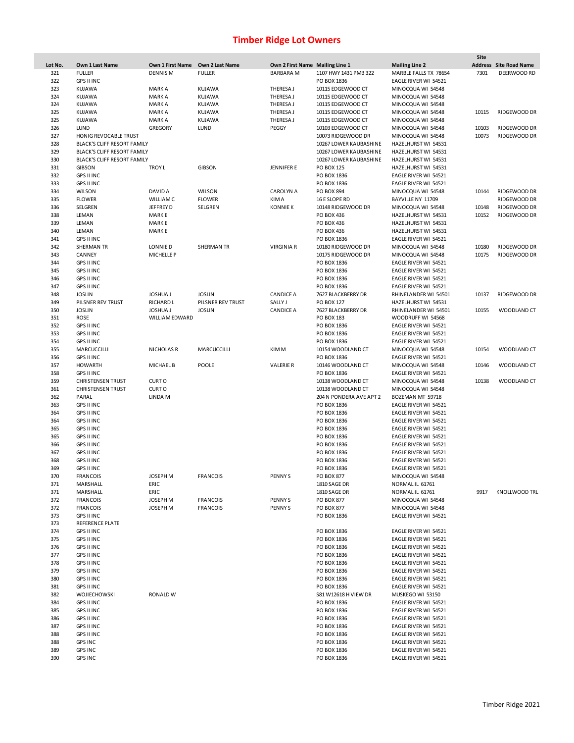# Timber Ridge Lot Owners

| Lot No. | Own 1 Last Name | Own 1 First Name | Own 2 Last Name | Own 2 First Name | Mailing Line 1 | Mailing Line 2 | Site Address | Site Road Name |
|---|---|---|---|---|---|---|---|---|
| 321 | FULLER | DENNIS M | FULLER | BARBARA M | 1107 HWY 1431 PMB 322 | MARBLE FALLS TX 78654 | 7301 | DEERWOOD RD |
| 322 | GPS II INC | | | | PO BOX 1836 | EAGLE RIVER WI 54521 | | |
| 323 | KUJAWA | MARK A | KUJAWA | THERESA J | 10115 EDGEWOOD CT | MINOCQUA WI 54548 | | |
| 324 | KUJAWA | MARK A | KUJAWA | THERESA J | 10115 EDGEWOOD CT | MINOCQUA WI 54548 | | |
| 324 | KUJAWA | MARK A | KUJAWA | THERESA J | 10115 EDGEWOOD CT | MINOCQUA WI 54548 | | |
| 325 | KUJAWA | MARK A | KUJAWA | THERESA J | 10115 EDGEWOOD CT | MINOCQUA WI 54548 | 10115 | RIDGEWOOD DR |
| 325 | KUJAWA | MARK A | KUJAWA | THERESA J | 10115 EDGEWOOD CT | MINOCQUA WI 54548 | | |
| 326 | LUND | GREGORY | LUND | PEGGY | 10103 EDGEWOOD CT | MINOCQUA WI 54548 | 10103 | RIDGEWOOD DR |
| 327 | HONIG REVOCABLE TRUST | | | | 10073 RIDGEWOOD DR | MINOCQUA WI 54548 | 10073 | RIDGEWOOD DR |
| 328 | BLACK'S CLIFF RESORT FAMILY | | | | 10267 LOWER KAUBASHINE | HAZELHURST WI 54531 | | |
| 329 | BLACK'S CLIFF RESORT FAMILY | | | | 10267 LOWER KAUBASHINE | HAZELHURST WI 54531 | | |
| 330 | BLACK'S CLIFF RESORT FAMILY | | | | 10267 LOWER KAUBASHINE | HAZELHURST WI 54531 | | |
| 331 | GIBSON | TROY L | GIBSON | JENNIFER E | PO BOX 125 | HAZELHURST WI 54531 | | |
| 332 | GPS II INC | | | | PO BOX 1836 | EAGLE RIVER WI 54521 | | |
| 333 | GPS II INC | | | | PO BOX 1836 | EAGLE RIVER WI 54521 | | |
| 334 | WILSON | DAVID A | WILSON | CAROLYN A | PO BOX 894 | MINOCQUA WI 54548 | 10144 | RIDGEWOOD DR |
| 335 | FLOWER | WILLIAM C | FLOWER | KIM A | 16 E SLOPE RD | BAYVILLE NY 11709 | | RIDGEWOOD DR |
| 336 | SELGREN | JEFFREY D | SELGREN | KONNIE K | 10148 RIDGEWOOD DR | MINOCQUA WI 54548 | 10148 | RIDGEWOOD DR |
| 338 | LEMAN | MARK E | | | PO BOX 436 | HAZELHURST WI 54531 | 10152 | RIDGEWOOD DR |
| 339 | LEMAN | MARK E | | | PO BOX 436 | HAZELHURST WI 54531 | | |
| 340 | LEMAN | MARK E | | | PO BOX 436 | HAZELHURST WI 54531 | | |
| 341 | GPS II INC | | | | PO BOX 1836 | EAGLE RIVER WI 54521 | | |
| 342 | SHERMAN TR | LONNIE D | SHERMAN TR | VIRGINIA R | 10180 RIDGEWOOD DR | MINOCQUA WI 54548 | 10180 | RIDGEWOOD DR |
| 343 | CANNEY | MICHELLE P | | | 10175 RIDGEWOOD DR | MINOCQUA WI 54548 | 10175 | RIDGEWOOD DR |
| 344 | GPS II INC | | | | PO BOX 1836 | EAGLE RIVER WI 54521 | | |
| 345 | GPS II INC | | | | PO BOX 1836 | EAGLE RIVER WI 54521 | | |
| 346 | GPS II INC | | | | PO BOX 1836 | EAGLE RIVER WI 54521 | | |
| 347 | GPS II INC | | | | PO BOX 1836 | EAGLE RIVER WI 54521 | | |
| 348 | JOSLIN | JOSHUA J | JOSLIN | CANDICE A | 7627 BLACKBERRY DR | RHINELANDER WI 54501 | 10137 | RIDGEWOOD DR |
| 349 | PILSNER REV TRUST | RICHARD L | PILSNER REV TRUST | SALLY J | PO BOX 127 | HAZELHURST WI 54531 | | |
| 350 | JOSLIN | JOSHUA J | JOSLIN | CANDICE A | 7627 BLACKBERRY DR | RHINELANDER WI 54501 | 10155 | WOODLAND CT |
| 351 | ROSE | WILLIAM EDWARD | | | PO BOX 183 | WOODRUFF WI 54568 | | |
| 352 | GPS II INC | | | | PO BOX 1836 | EAGLE RIVER WI 54521 | | |
| 353 | GPS II INC | | | | PO BOX 1836 | EAGLE RIVER WI 54521 | | |
| 354 | GPS II INC | | | | PO BOX 1836 | EAGLE RIVER WI 54521 | | |
| 355 | MARCUCCILLI | NICHOLAS R | MARCUCCILLI | KIM M | 10154 WOODLAND CT | MINOCQUA WI 54548 | 10154 | WOODLAND CT |
| 356 | GPS II INC | | | | PO BOX 1836 | EAGLE RIVER WI 54521 | | |
| 357 | HOWARTH | MICHAEL B | POOLE | VALERIE R | 10146 WOODLAND CT | MINOCQUA WI 54548 | 10146 | WOODLAND CT |
| 358 | GPS II INC | | | | PO BOX 1836 | EAGLE RIVER WI 54521 | | |
| 359 | CHRISTENSEN TRUST | CURT O | | | 10138 WOODLAND CT | MINOCQUA WI 54548 | 10138 | WOODLAND CT |
| 361 | CHRISTENSEN TRUST | CURT O | | | 10138 WOODLAND CT | MINOCQUA WI 54548 | | |
| 362 | PARAL | LINDA M | | | 204 N PONDERA AVE APT 2 | BOZEMAN MT 59718 | | |
| 363 | GPS II INC | | | | PO BOX 1836 | EAGLE RIVER WI 54521 | | |
| 364 | GPS II INC | | | | PO BOX 1836 | EAGLE RIVER WI 54521 | | |
| 364 | GPS II INC | | | | PO BOX 1836 | EAGLE RIVER WI 54521 | | |
| 365 | GPS II INC | | | | PO BOX 1836 | EAGLE RIVER WI 54521 | | |
| 365 | GPS II INC | | | | PO BOX 1836 | EAGLE RIVER WI 54521 | | |
| 366 | GPS II INC | | | | PO BOX 1836 | EAGLE RIVER WI 54521 | | |
| 367 | GPS II INC | | | | PO BOX 1836 | EAGLE RIVER WI 54521 | | |
| 368 | GPS II INC | | | | PO BOX 1836 | EAGLE RIVER WI 54521 | | |
| 369 | GPS II INC | | | | PO BOX 1836 | EAGLE RIVER WI 54521 | | |
| 370 | FRANCOIS | JOSEPH M | FRANCOIS | PENNY S | PO BOX 877 | MINOCQUA WI 54548 | | |
| 371 | MARSHALL | ERIC | | | 1810 SAGE DR | NORMAL IL 61761 | | |
| 371 | MARSHALL | ERIC | | | 1810 SAGE DR | NORMAL IL 61761 | 9917 | KNOLLWOOD TRL |
| 372 | FRANCOIS | JOSEPH M | FRANCOIS | PENNY S | PO BOX 877 | MINOCQUA WI 54548 | | |
| 372 | FRANCOIS | JOSEPH M | FRANCOIS | PENNY S | PO BOX 877 | MINOCQUA WI 54548 | | |
| 373 | GPS II INC | | | | PO BOX 1836 | EAGLE RIVER WI 54521 | | |
| 373 | REFERENCE PLATE | | | | | | | |
| 374 | GPS II INC | | | | PO BOX 1836 | EAGLE RIVER WI 54521 | | |
| 375 | GPS II INC | | | | PO BOX 1836 | EAGLE RIVER WI 54521 | | |
| 376 | GPS II INC | | | | PO BOX 1836 | EAGLE RIVER WI 54521 | | |
| 377 | GPS II INC | | | | PO BOX 1836 | EAGLE RIVER WI 54521 | | |
| 378 | GPS II INC | | | | PO BOX 1836 | EAGLE RIVER WI 54521 | | |
| 379 | GPS II INC | | | | PO BOX 1836 | EAGLE RIVER WI 54521 | | |
| 380 | GPS II INC | | | | PO BOX 1836 | EAGLE RIVER WI 54521 | | |
| 381 | GPS II INC | | | | PO BOX 1836 | EAGLE RIVER WI 54521 | | |
| 382 | WOJIECHOWSKI | RONALD W | | | S81 W12618 H VIEW DR | MUSKEGO WI 53150 | | |
| 384 | GPS II INC | | | | PO BOX 1836 | EAGLE RIVER WI 54521 | | |
| 385 | GPS II INC | | | | PO BOX 1836 | EAGLE RIVER WI 54521 | | |
| 386 | GPS II INC | | | | PO BOX 1836 | EAGLE RIVER WI 54521 | | |
| 387 | GPS II INC | | | | PO BOX 1836 | EAGLE RIVER WI 54521 | | |
| 388 | GPS II INC | | | | PO BOX 1836 | EAGLE RIVER WI 54521 | | |
| 388 | GPS INC | | | | PO BOX 1836 | EAGLE RIVER WI 54521 | | |
| 389 | GPS INC | | | | PO BOX 1836 | EAGLE RIVER WI 54521 | | |
| 390 | GPS INC | | | | PO BOX 1836 | EAGLE RIVER WI 54521 | | |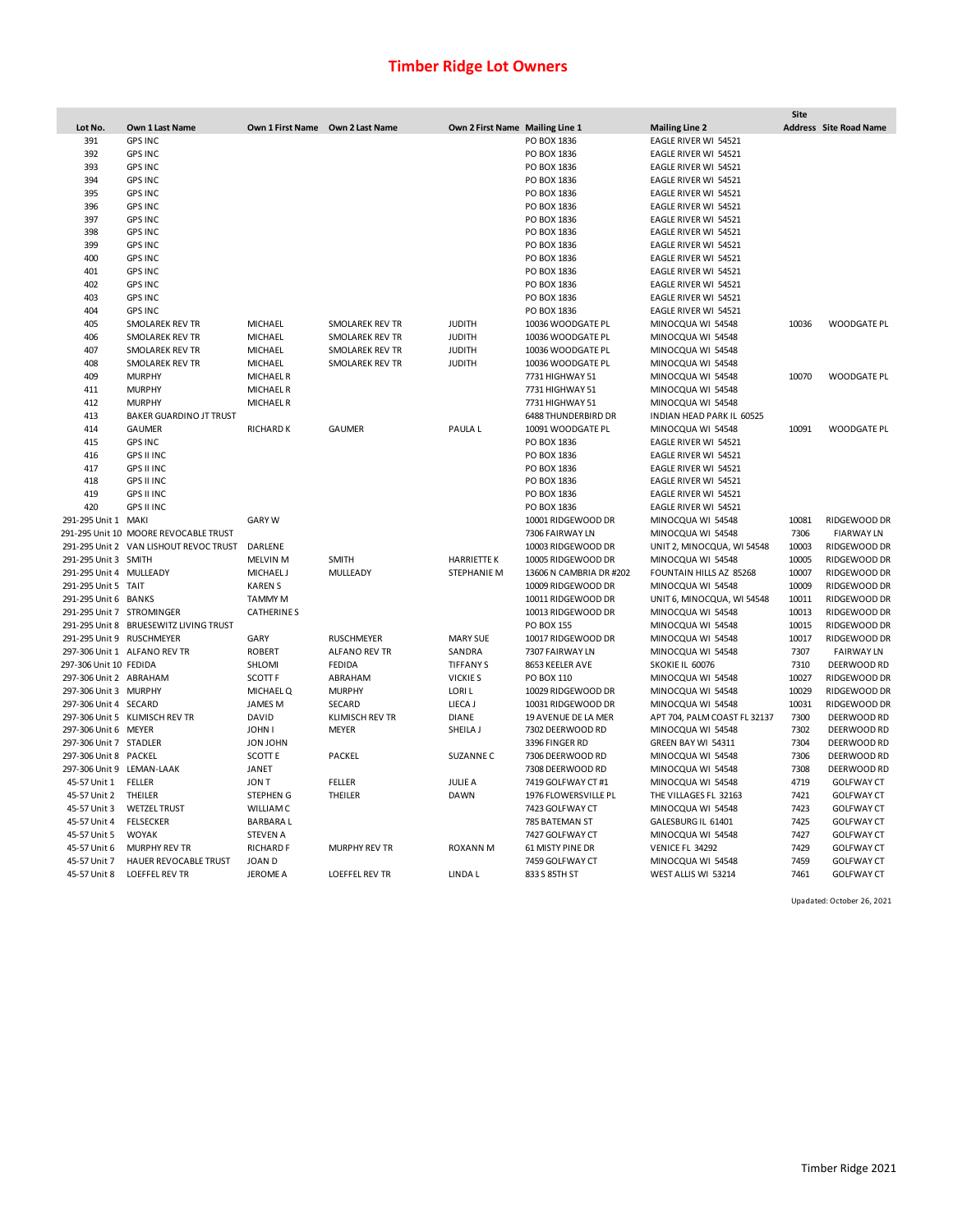# Timber Ridge Lot Owners

| Lot No. | Own 1 Last Name | Own 1 First Name | Own 2 Last Name | Own 2 First Name | Mailing Line 1 | Mailing Line 2 | Site Address | Site Road Name |
|---|---|---|---|---|---|---|---|---|
| 391 | GPS INC | | | | PO BOX 1836 | EAGLE RIVER WI 54521 | | |
| 392 | GPS INC | | | | PO BOX 1836 | EAGLE RIVER WI 54521 | | |
| 393 | GPS INC | | | | PO BOX 1836 | EAGLE RIVER WI 54521 | | |
| 394 | GPS INC | | | | PO BOX 1836 | EAGLE RIVER WI 54521 | | |
| 395 | GPS INC | | | | PO BOX 1836 | EAGLE RIVER WI 54521 | | |
| 396 | GPS INC | | | | PO BOX 1836 | EAGLE RIVER WI 54521 | | |
| 397 | GPS INC | | | | PO BOX 1836 | EAGLE RIVER WI 54521 | | |
| 398 | GPS INC | | | | PO BOX 1836 | EAGLE RIVER WI 54521 | | |
| 399 | GPS INC | | | | PO BOX 1836 | EAGLE RIVER WI 54521 | | |
| 400 | GPS INC | | | | PO BOX 1836 | EAGLE RIVER WI 54521 | | |
| 401 | GPS INC | | | | PO BOX 1836 | EAGLE RIVER WI 54521 | | |
| 402 | GPS INC | | | | PO BOX 1836 | EAGLE RIVER WI 54521 | | |
| 403 | GPS INC | | | | PO BOX 1836 | EAGLE RIVER WI 54521 | | |
| 404 | GPS INC | | | | PO BOX 1836 | EAGLE RIVER WI 54521 | | |
| 405 | SMOLAREK REV TR | MICHAEL | SMOLAREK REV TR | JUDITH | 10036 WOODGATE PL | MINOCQUA WI 54548 | 10036 | WOODGATE PL |
| 406 | SMOLAREK REV TR | MICHAEL | SMOLAREK REV TR | JUDITH | 10036 WOODGATE PL | MINOCQUA WI 54548 | | |
| 407 | SMOLAREK REV TR | MICHAEL | SMOLAREK REV TR | JUDITH | 10036 WOODGATE PL | MINOCQUA WI 54548 | | |
| 408 | SMOLAREK REV TR | MICHAEL | SMOLAREK REV TR | JUDITH | 10036 WOODGATE PL | MINOCQUA WI 54548 | | |
| 409 | MURPHY | MICHAEL R | | | 7731 HIGHWAY 51 | MINOCQUA WI 54548 | 10070 | WOODGATE PL |
| 411 | MURPHY | MICHAEL R | | | 7731 HIGHWAY 51 | MINOCQUA WI 54548 | | |
| 412 | MURPHY | MICHAEL R | | | 7731 HIGHWAY 51 | MINOCQUA WI 54548 | | |
| 413 | BAKER GUARDINO JT TRUST | | | | 6488 THUNDERBIRD DR | INDIAN HEAD PARK IL 60525 | | |
| 414 | GAUMER | RICHARD K | GAUMER | PAULA L | 10091 WOODGATE PL | MINOCQUA WI 54548 | 10091 | WOODGATE PL |
| 415 | GPS INC | | | | PO BOX 1836 | EAGLE RIVER WI 54521 | | |
| 416 | GPS II INC | | | | PO BOX 1836 | EAGLE RIVER WI 54521 | | |
| 417 | GPS II INC | | | | PO BOX 1836 | EAGLE RIVER WI 54521 | | |
| 418 | GPS II INC | | | | PO BOX 1836 | EAGLE RIVER WI 54521 | | |
| 419 | GPS II INC | | | | PO BOX 1836 | EAGLE RIVER WI 54521 | | |
| 420 | GPS II INC | | | | PO BOX 1836 | EAGLE RIVER WI 54521 | | |
| 291-295 Unit 1 | MAKI | GARY W | | | 10001 RIDGEWOOD DR | MINOCQUA WI 54548 | 10081 | RIDGEWOOD DR |
| 291-295 Unit 10 | MOORE REVOCABLE TRUST | | | | 7306 FAIRWAY LN | MINOCQUA WI 54548 | 7306 | FIARWAY LN |
| 291-295 Unit 2 | VAN LISHOUT REVOC TRUST | DARLENE | | | 10003 RIDGEWOOD DR | UNIT 2, MINOCQUA, WI 54548 | 10003 | RIDGEWOOD DR |
| 291-295 Unit 3 | SMITH | MELVIN M | SMITH | HARRIETTE K | 10005 RIDGEWOOD DR | MINOCQUA WI 54548 | 10005 | RIDGEWOOD DR |
| 291-295 Unit 4 | MULLEADY | MICHAEL J | MULLEADY | STEPHANIE M | 13606 N CAMBRIA DR #202 | FOUNTAIN HILLS AZ 85268 | 10007 | RIDGEWOOD DR |
| 291-295 Unit 5 | TAIT | KAREN S | | | 10009 RIDGEWOOD DR | MINOCQUA WI 54548 | 10009 | RIDGEWOOD DR |
| 291-295 Unit 6 | BANKS | TAMMY M | | | 10011 RIDGEWOOD DR | UNIT 6, MINOCQUA, WI 54548 | 10011 | RIDGEWOOD DR |
| 291-295 Unit 7 | STROMINGER | CATHERINE S | | | 10013 RIDGEWOOD DR | MINOCQUA WI 54548 | 10013 | RIDGEWOOD DR |
| 291-295 Unit 8 | BRUESEWITZ LIVING TRUST | | | | PO BOX 155 | MINOCQUA WI 54548 | 10015 | RIDGEWOOD DR |
| 291-295 Unit 9 | RUSCHMEYER | GARY | RUSCHMEYER | MARY SUE | 10017 RIDGEWOOD DR | MINOCQUA WI 54548 | 10017 | RIDGEWOOD DR |
| 297-306 Unit 1 | ALFANO REV TR | ROBERT | ALFANO REV TR | SANDRA | 7307 FAIRWAY LN | MINOCQUA WI 54548 | 7307 | FAIRWAY LN |
| 297-306 Unit 10 | FEDIDA | SHLOMI | FEDIDA | TIFFANY S | 8653 KEELER AVE | SKOKIE IL 60076 | 7310 | DEERWOOD RD |
| 297-306 Unit 2 | ABRAHAM | SCOTT F | ABRAHAM | VICKIE S | PO BOX 110 | MINOCQUA WI 54548 | 10027 | RIDGEWOOD DR |
| 297-306 Unit 3 | MURPHY | MICHAEL Q | MURPHY | LORI L | 10029 RIDGEWOOD DR | MINOCQUA WI 54548 | 10029 | RIDGEWOOD DR |
| 297-306 Unit 4 | SECARD | JAMES M | SECARD | LIECA J | 10031 RIDGEWOOD DR | MINOCQUA WI 54548 | 10031 | RIDGEWOOD DR |
| 297-306 Unit 5 | KLIMISCH REV TR | DAVID | KLIMISCH REV TR | DIANE | 19 AVENUE DE LA MER | APT 704, PALM COAST FL 32137 | 7300 | DEERWOOD RD |
| 297-306 Unit 6 | MEYER | JOHN I | MEYER | SHEILA J | 7302 DEERWOOD RD | MINOCQUA WI 54548 | 7302 | DEERWOOD RD |
| 297-306 Unit 7 | STADLER | JON JOHN | | | 3396 FINGER RD | GREEN BAY WI 54311 | 7304 | DEERWOOD RD |
| 297-306 Unit 8 | PACKEL | SCOTT E | PACKEL | SUZANNE C | 7306 DEERWOOD RD | MINOCQUA WI 54548 | 7306 | DEERWOOD RD |
| 297-306 Unit 9 | LEMAN-LAAK | JANET | | | 7308 DEERWOOD RD | MINOCQUA WI 54548 | 7308 | DEERWOOD RD |
| 45-57 Unit 1 | FELLER | JON T | FELLER | JULIE A | 7419 GOLFWAY CT #1 | MINOCQUA WI 54548 | 4719 | GOLFWAY CT |
| 45-57 Unit 2 | THEILER | STEPHEN G | THEILER | DAWN | 1976 FLOWERSVILLE PL | THE VILLAGES FL 32163 | 7421 | GOLFWAY CT |
| 45-57 Unit 3 | WETZEL TRUST | WILLIAM C | | | 7423 GOLFWAY CT | MINOCQUA WI 54548 | 7423 | GOLFWAY CT |
| 45-57 Unit 4 | FELSECKER | BARBARA L | | | 785 BATEMAN ST | GALESBURG IL 61401 | 7425 | GOLFWAY CT |
| 45-57 Unit 5 | WOYAK | STEVEN A | | | 7427 GOLFWAY CT | MINOCQUA WI 54548 | 7427 | GOLFWAY CT |
| 45-57 Unit 6 | MURPHY REV TR | RICHARD F | MURPHY REV TR | ROXANN M | 61 MISTY PINE DR | VENICE FL 34292 | 7429 | GOLFWAY CT |
| 45-57 Unit 7 | HAUER REVOCABLE TRUST | JOAN D | | | 7459 GOLFWAY CT | MINOCQUA WI 54548 | 7459 | GOLFWAY CT |
| 45-57 Unit 8 | LOEFFEL REV TR | JEROME A | LOEFFEL REV TR | LINDA L | 833 S 85TH ST | WEST ALLIS WI 53214 | 7461 | GOLFWAY CT |

Upadated: October 26, 2021